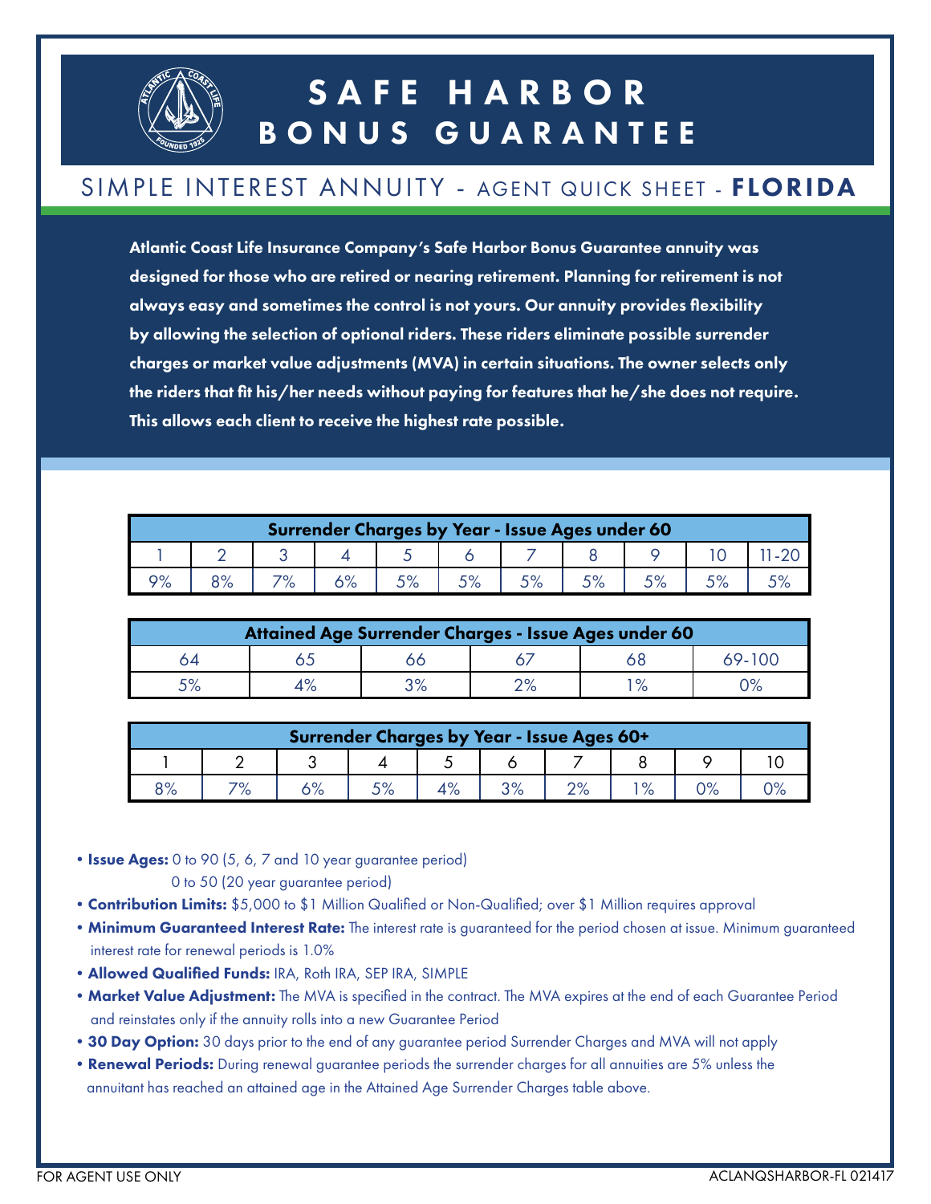# SAFE HARBOR BONUS GUARANTEE

## SIMPLE INTEREST ANNUITY - AGENT QUICK SHEET - **FLORIDA**

**Atlantic Coast Life Insurance Company's Safe Harbor Bonus Guarantee annuity was designed for those who are retired or nearing retirement. Planning for retirement is not always easy and sometimes the control is not yours. Our annuity provides flexibility by allowing the selection of optional riders. These riders eliminate possible surrender charges or market value adjustments (MVA) in certain situations. The owner selects only the riders that fit his/her needs without paying for features that he/she does not require. This allows each client to receive the highest rate possible.**

| Surrender Charges by Year - Issue Ages under 60 | | | | | | | | | | |
|---|---|---|---|---|---|---|---|---|---|---|
| 1 | 2 | 3 | 4 | 5 | 6 | 7 | 8 | 9 | 10 | 11-20 |
| 9% | 8% | 7% | 6% | 5% | 5% | 5% | 5% | 5% | 5% | 5% |

| Attained Age Surrender Charges - Issue Ages under 60 | | | | | |
|---|---|---|---|---|---|
| 64 | 65 | 66 | 67 | 68 | 69-100 |
| 5% | 4% | 3% | 2% | 1% | 0% |

| Surrender Charges by Year - Issue Ages 60+ | | | | | | | | | |
|---|---|---|---|---|---|---|---|---|---|
| 1 | 2 | 3 | 4 | 5 | 6 | 7 | 8 | 9 | 10 |
| 8% | 7% | 6% | 5% | 4% | 3% | 2% | 1% | 0% | 0% |

- **Issue Ages:** 0 to 90 (5, 6, 7 and 10 year guarantee period)
  0 to 50 (20 year guarantee period)
- **Contribution Limits:** $5,000 to $1 Million Qualified or Non-Qualified; over $1 Million requires approval
- **Minimum Guaranteed Interest Rate:** The interest rate is guaranteed for the period chosen at issue. Minimum guaranteed interest rate for renewal periods is 1.0%
- **Allowed Qualified Funds:** IRA, Roth IRA, SEP IRA, SIMPLE
- **Market Value Adjustment:** The MVA is specified in the contract. The MVA expires at the end of each Guarantee Period and reinstates only if the annuity rolls into a new Guarantee Period
- **30 Day Option:** 30 days prior to the end of any guarantee period Surrender Charges and MVA will not apply
- **Renewal Periods:** During renewal guarantee periods the surrender charges for all annuities are 5% unless the annuitant has reached an attained age in the Attained Age Surrender Charges table above.

FOR AGENT USE ONLY

ACLANQSHARBOR-FL 021417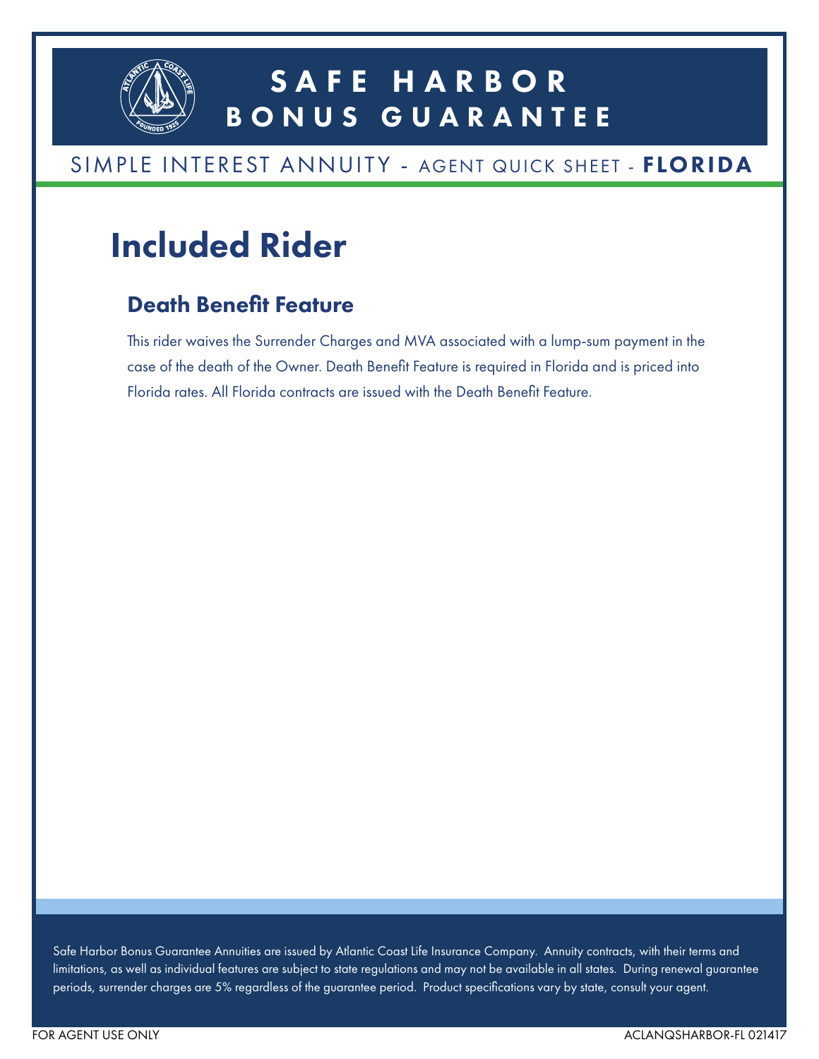# SAFE HARBOR BONUS GUARANTEE

SIMPLE INTEREST ANNUITY - AGENT QUICK SHEET - **FLORIDA**

## Included Rider

### Death Benefit Feature

This rider waives the Surrender Charges and MVA associated with a lump-sum payment in the case of the death of the Owner. Death Benefit Feature is required in Florida and is priced into Florida rates. All Florida contracts are issued with the Death Benefit Feature.

Safe Harbor Bonus Guarantee Annuities are issued by Atlantic Coast Life Insurance Company. Annuity contracts, with their terms and limitations, as well as individual features are subject to state regulations and may not be available in all states. During renewal guarantee periods, surrender charges are 5% regardless of the guarantee period. Product specifications vary by state, consult your agent.

FOR AGENT USE ONLY

ACLANQSHARBOR-FL 021417